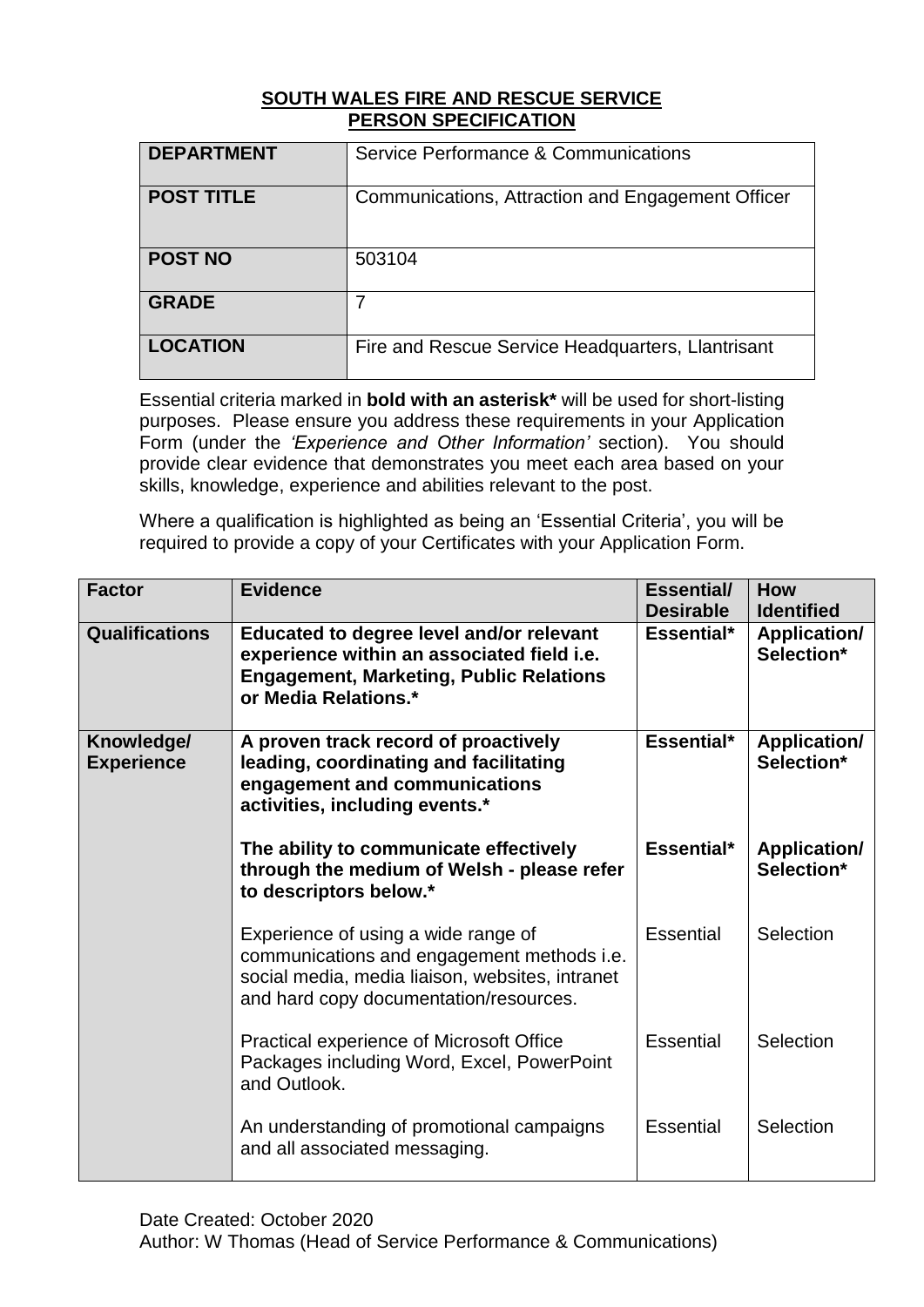# SOUTH WALES FIRE AND RESCUE SERVICE
## PERSON SPECIFICATION

| **DEPARTMENT** | Service Performance & Communications |
|---|---|
| **POST TITLE** | Communications, Attraction and Engagement Officer |
| **POST NO** | 503104 |
| **GRADE** | 7 |
| **LOCATION** | Fire and Rescue Service Headquarters, Llantrisant |

Essential criteria marked in **bold with an asterisk*** will be used for short-listing purposes. Please ensure you address these requirements in your Application Form (under the *'Experience and Other Information'* section). You should provide clear evidence that demonstrates you meet each area based on your skills, knowledge, experience and abilities relevant to the post.

Where a qualification is highlighted as being an 'Essential Criteria', you will be required to provide a copy of your Certificates with your Application Form.

| **Factor** | **Evidence** | **Essential/ Desirable** | **How Identified** |
|---|---|---|---|
| **Qualifications** | **Educated to degree level and/or relevant experience within an associated field i.e. Engagement, Marketing, Public Relations or Media Relations.*** | **Essential*** | **Application/ Selection*** |
| **Knowledge/ Experience** | **A proven track record of proactively leading, coordinating and facilitating engagement and communications activities, including events.*** | **Essential*** | **Application/ Selection*** |
| | **The ability to communicate effectively through the medium of Welsh - please refer to descriptors below.*** | **Essential*** | **Application/ Selection*** |
| | Experience of using a wide range of communications and engagement methods i.e. social media, media liaison, websites, intranet and hard copy documentation/resources. | Essential | Selection |
| | Practical experience of Microsoft Office Packages including Word, Excel, PowerPoint and Outlook. | Essential | Selection |
| | An understanding of promotional campaigns and all associated messaging. | Essential | Selection |

Date Created: October 2020
Author: W Thomas (Head of Service Performance & Communications)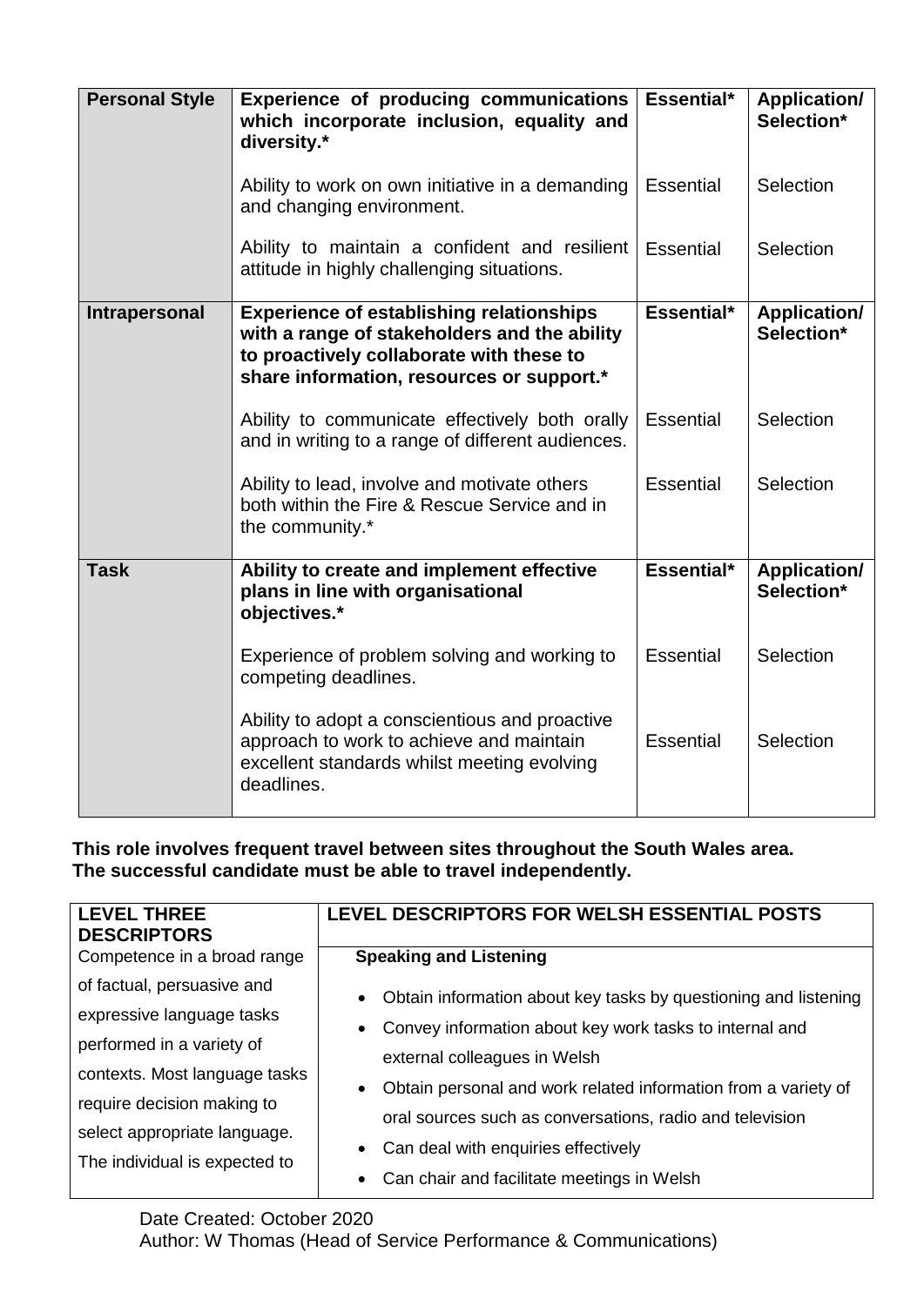| | | | |
|---|---|---|---|
| **Personal Style** | **Experience of producing communications which incorporate inclusion, equality and diversity.*** | **Essential*** | **Application/ Selection*** |
| | Ability to work on own initiative in a demanding and changing environment. | Essential | Selection |
| | Ability to maintain a confident and resilient attitude in highly challenging situations. | Essential | Selection |
| **Intrapersonal** | **Experience of establishing relationships with a range of stakeholders and the ability to proactively collaborate with these to share information, resources or support.*** | **Essential*** | **Application/ Selection*** |
| | Ability to communicate effectively both orally and in writing to a range of different audiences. | Essential | Selection |
| | Ability to lead, involve and motivate others both within the Fire & Rescue Service and in the community.* | Essential | Selection |
| **Task** | **Ability to create and implement effective plans in line with organisational objectives.*** | **Essential*** | **Application/ Selection*** |
| | Experience of problem solving and working to competing deadlines. | Essential | Selection |
| | Ability to adopt a conscientious and proactive approach to work to achieve and maintain excellent standards whilst meeting evolving deadlines. | Essential | Selection |

**This role involves frequent travel between sites throughout the South Wales area. The successful candidate must be able to travel independently.**

| **LEVEL THREE DESCRIPTORS** | **LEVEL DESCRIPTORS FOR WELSH ESSENTIAL POSTS** |
|---|---|
| Competence in a broad range of factual, persuasive and expressive language tasks performed in a variety of contexts. Most language tasks require decision making to select appropriate language. The individual is expected to | **Speaking and Listening**<br>• Obtain information about key tasks by questioning and listening<br>• Convey information about key work tasks to internal and external colleagues in Welsh<br>• Obtain personal and work related information from a variety of oral sources such as conversations, radio and television<br>• Can deal with enquiries effectively<br>• Can chair and facilitate meetings in Welsh |

Date Created: October 2020
Author: W Thomas (Head of Service Performance & Communications)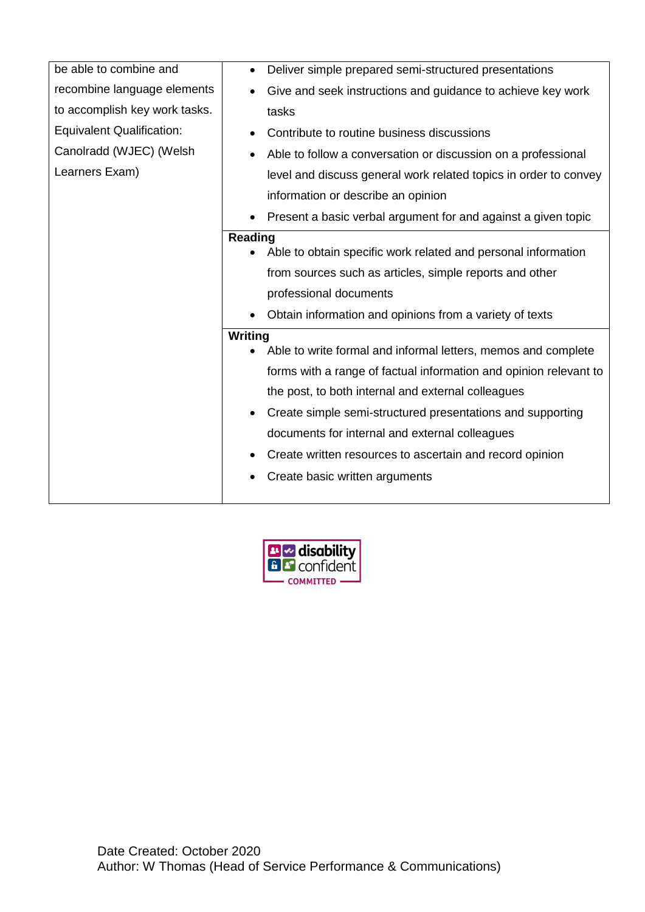| | |
|---|---|
| be able to combine and recombine language elements to accomplish key work tasks.<br>Equivalent Qualification: Canolradd (WJEC) (Welsh Learners Exam) | • Deliver simple prepared semi-structured presentations<br>• Give and seek instructions and guidance to achieve key work tasks<br>• Contribute to routine business discussions<br>• Able to follow a conversation or discussion on a professional level and discuss general work related topics in order to convey information or describe an opinion<br>• Present a basic verbal argument for and against a given topic |
| | **Reading**<br>• Able to obtain specific work related and personal information from sources such as articles, simple reports and other professional documents<br>• Obtain information and opinions from a variety of texts |
| | **Writing**<br>• Able to write formal and informal letters, memos and complete forms with a range of factual information and opinion relevant to the post, to both internal and external colleagues<br>• Create simple semi-structured presentations and supporting documents for internal and external colleagues<br>• Create written resources to ascertain and record opinion<br>• Create basic written arguments |

disability confident COMMITTED

Date Created: October 2020
Author: W Thomas (Head of Service Performance & Communications)